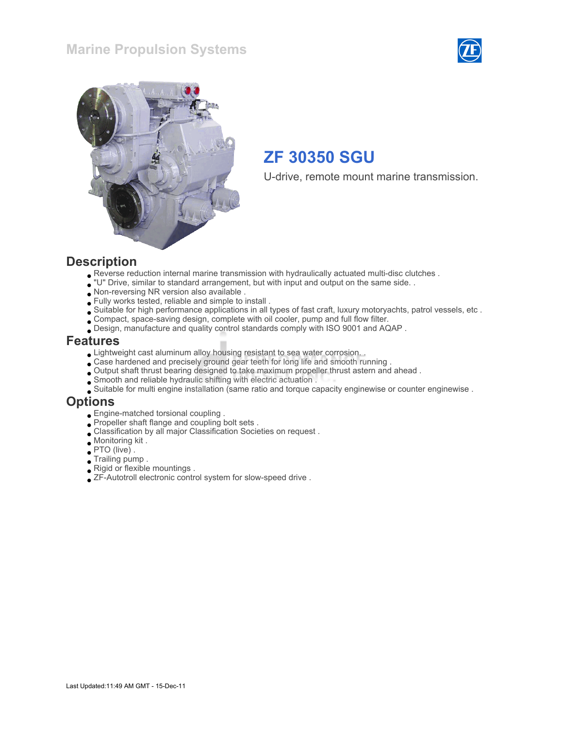# Marine Propulsion Systems

## ZF 30350 SGU

U-drive, remote mount marine transmission.

## Description

- Reverse reduction internal marine transmission with hydraulically actuated multi-disc clutches .
- "U" Drive, similar to standard arrangement, but with input and output on the same side. .
- Non-reversing NR version also available .
- Fully works tested, reliable and simple to install .
- Suitable for high performance applications in all types of fast craft, luxury motoryachts, patrol vessels, etc .
- Compact, space-saving design, complete with oil cooler, pump and full flow filter.
- Design, manufacture and quality control standards comply with ISO 9001 and AQAP .

## Features

- Lightweight cast aluminum alloy housing resistant to sea water corrosion. .
- Case hardened and precisely ground gear teeth for long life and smooth running .
- Output shaft thrust bearing designed to take maximum propeller thrust astern and ahead .
- Smooth and reliable hydraulic shifting with electric actuation .
- Suitable for multi engine installation (same ratio and torque capacity enginewise or counter enginewise .

## Options

- Engine-matched torsional coupling .
- Propeller shaft flange and coupling bolt sets .
- Classification by all major Classification Societies on request .
- Monitoring kit .
- PTO (live) .
- Trailing pump .
- Rigid or flexible mountings .
- ZF-Autotroll electronic control system for slow-speed drive .

Last Updated:11:49 AM GMT - 15-Dec-11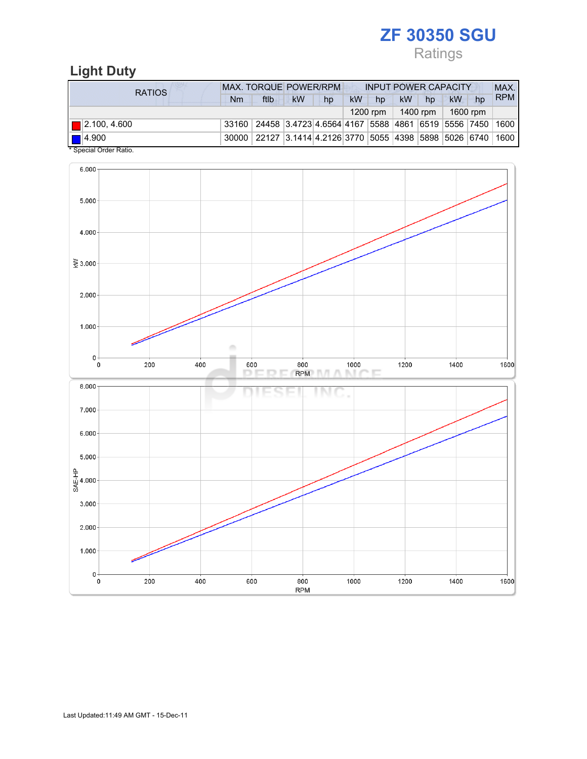# ZF 30350 SGU

Ratings

## Light Duty

| RATIOS | MAX. TORQUE | | POWER/RPM | | INPUT POWER CAPACITY | | | | | | MAX. RPM |
|---|---|---|---|---|---|---|---|---|---|---|---|
| | Nm | ftlb | kW | hp | kW | hp | kW | hp | kW | hp | |
| | | | | | 1200 rpm | | 1400 rpm | | 1600 rpm | | |
| 2.100, 4.600 | 33160 | 24458 | 3.4723 | 4.6564 | 4167 | 5588 | 4861 | 6519 | 5556 | 7450 | 1600 |
| 4.900 | 30000 | 22127 | 3.1414 | 4.2126 | 3770 | 5055 | 4398 | 5898 | 5026 | 6740 | 1600 |

* Special Order Ratio.

Last Updated:11:49 AM GMT - 15-Dec-11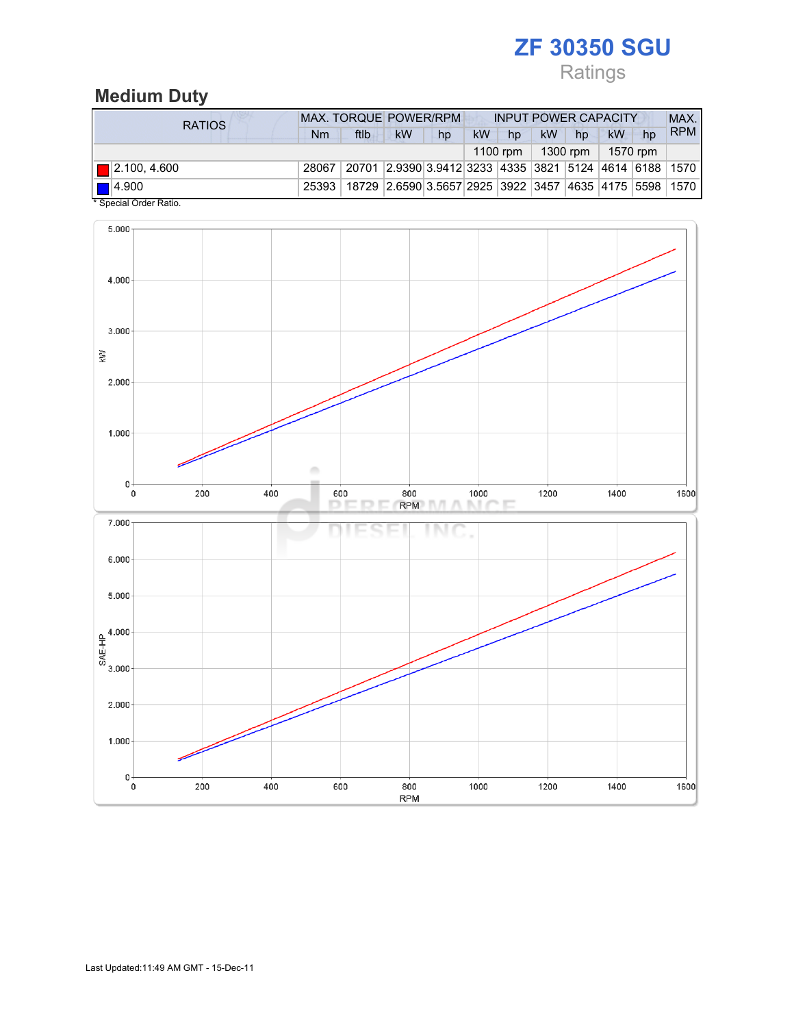# ZF 30350 SGU

Ratings

## Medium Duty

| RATIOS | MAX. TORQUE | | POWER/RPM | | INPUT POWER CAPACITY | | | | | | MAX. RPM |
|---|---|---|---|---|---|---|---|---|---|---|---|
| | Nm | ftlb | kW | hp | kW | hp | kW | hp | kW | hp | |
| | | | | | 1100 rpm | | 1300 rpm | | 1570 rpm | | |
| 2.100, 4.600 | 28067 | 20701 | 2.9390 | 3.9412 | 3233 | 4335 | 3821 | 5124 | 4614 | 6188 | 1570 |
| 4.900 | 25393 | 18729 | 2.6590 | 3.5657 | 2925 | 3922 | 3457 | 4635 | 4175 | 5598 | 1570 |

* Special Order Ratio.

Last Updated:11:49 AM GMT - 15-Dec-11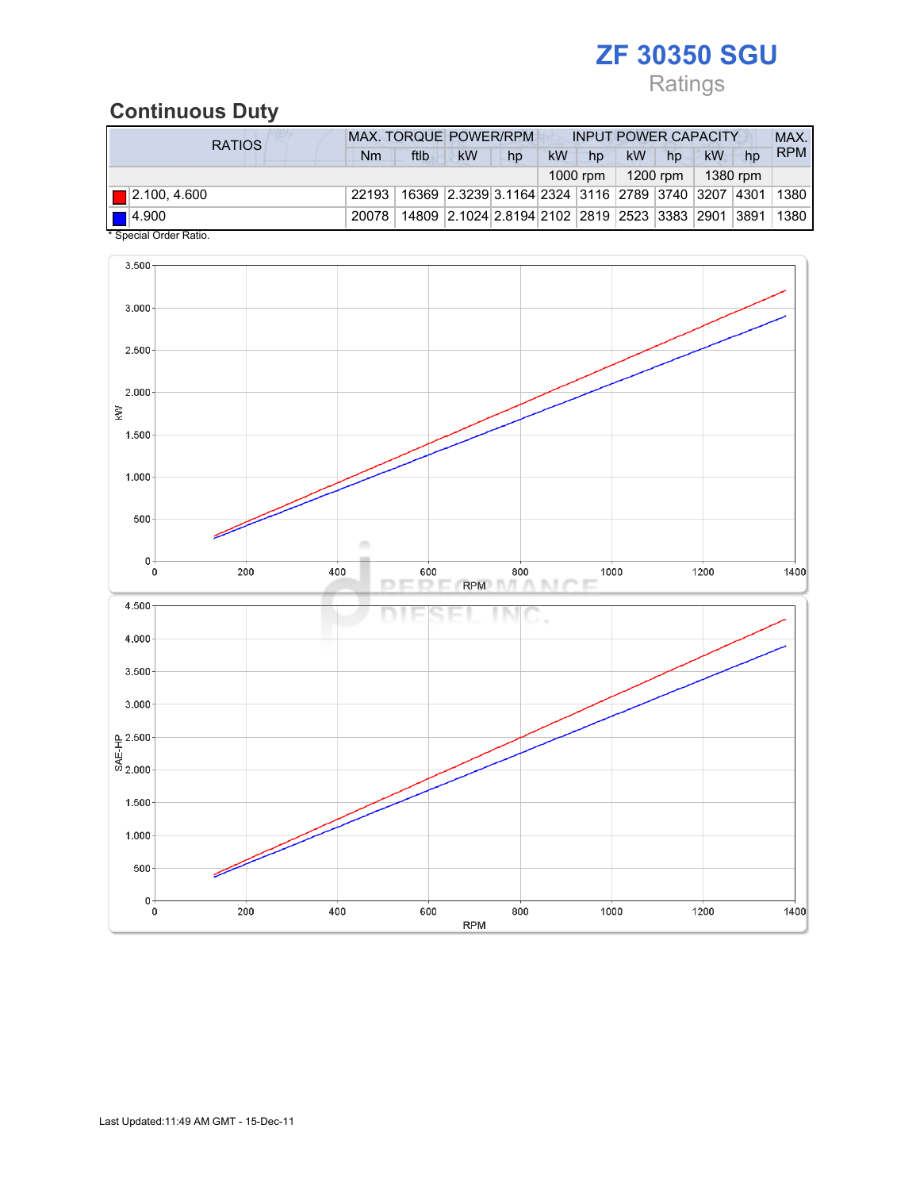# ZF 30350 SGU

Ratings

## Continuous Duty

| RATIOS | MAX. TORQUE | | POWER/RPM | | INPUT POWER CAPACITY | | | | | | MAX. RPM |
|---|---|---|---|---|---|---|---|---|---|---|---|
| | Nm | ftlb | kW | hp | kW | hp | kW | hp | kW | hp | |
| | | | | | 1000 rpm | | 1200 rpm | | 1380 rpm | | |
| 2.100, 4.600 | 22193 | 16369 | 2.3239 | 3.1164 | 2324 | 3116 | 2789 | 3740 | 3207 | 4301 | 1380 |
| 4.900 | 20078 | 14809 | 2.1024 | 2.8194 | 2102 | 2819 | 2523 | 3383 | 2901 | 3891 | 1380 |

* Special Order Ratio.

Last Updated:11:49 AM GMT - 15-Dec-11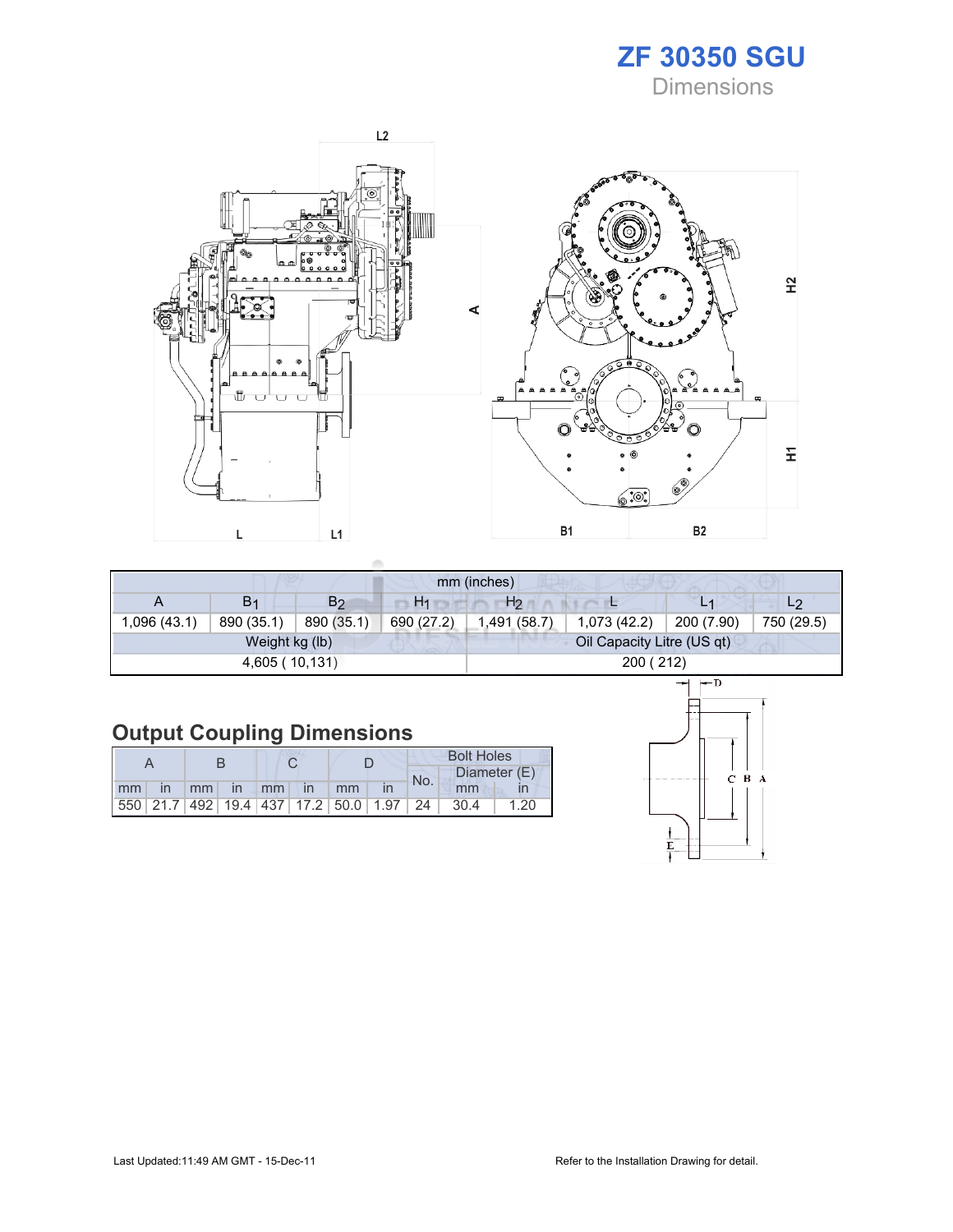# ZF 30350 SGU

Dimensions

| mm (inches) | | | | | | | |
|---|---|---|---|---|---|---|---|
| A | $B_1$ | $B_2$ | $H_1$ | $H_2$ | L | $L_1$ | $L_2$ |
| 1,096 (43.1) | 890 (35.1) | 890 (35.1) | 690 (27.2) | 1,491 (58.7) | 1,073 (42.2) | 200 (7.90) | 750 (29.5) |

| Weight kg (lb) | Oil Capacity Litre (US qt) |
|---|---|
| 4,605 ( 10,131) | 200 ( 212) |

## Output Coupling Dimensions

| A | | B | | C | | D | | Bolt Holes | | |
|---|---|---|---|---|---|---|---|---|---|---|
| | | | | | | | | No. | Diameter (E) | |
| mm | in | mm | in | mm | in | mm | in | | mm | in |
| 550 | 21.7 | 492 | 19.4 | 437 | 17.2 | 50.0 | 1.97 | 24 | 30.4 | 1.20 |

Last Updated:11:49 AM GMT - 15-Dec-11

Refer to the Installation Drawing for detail.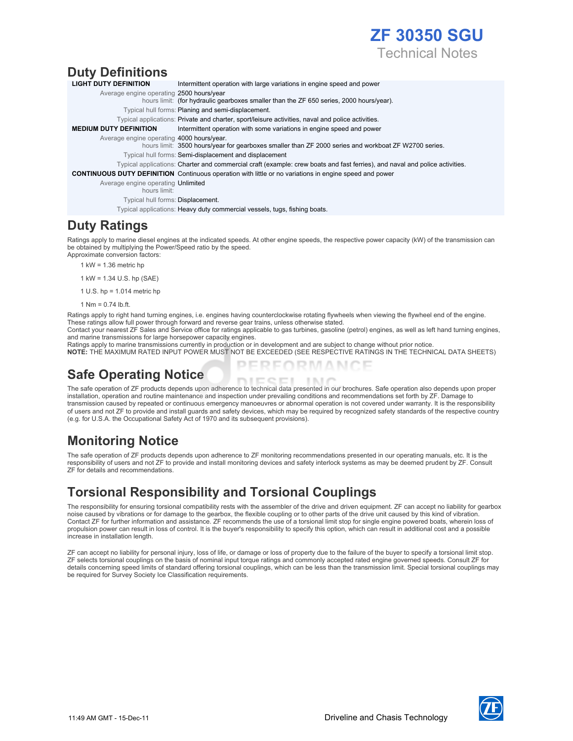# ZF 30350 SGU

Technical Notes

## Duty Definitions

| | |
|---|---|
| **LIGHT DUTY DEFINITION** | Intermittent operation with large variations in engine speed and power |
| Average engine operating hours limit: | 2500 hours/year<br>(for hydraulic gearboxes smaller than the ZF 650 series, 2000 hours/year). |
| Typical hull forms: | Planing and semi-displacement. |
| Typical applications: | Private and charter, sport/leisure activities, naval and police activities. |
| **MEDIUM DUTY DEFINITION** | Intermittent operation with some variations in engine speed and power |
| Average engine operating hours limit: | 4000 hours/year.<br>3500 hours/year for gearboxes smaller than ZF 2000 series and workboat ZF W2700 series. |
| Typical hull forms: | Semi-displacement and displacement |
| Typical applications: | Charter and commercial craft (example: crew boats and fast ferries), and naval and police activities. |
| **CONTINUOUS DUTY DEFINITION** | Continuous operation with little or no variations in engine speed and power |
| Average engine operating hours limit: | Unlimited |
| Typical hull forms: | Displacement. |
| Typical applications: | Heavy duty commercial vessels, tugs, fishing boats. |

## Duty Ratings

Ratings apply to marine diesel engines at the indicated speeds. At other engine speeds, the respective power capacity (kW) of the transmission can be obtained by multiplying the Power/Speed ratio by the speed.
Approximate conversion factors:

1 kW = 1.36 metric hp

1 kW = 1.34 U.S. hp (SAE)

1 U.S. hp = 1.014 metric hp

1 Nm = 0.74 lb.ft.

Ratings apply to right hand turning engines, i.e. engines having counterclockwise rotating flywheels when viewing the flywheel end of the engine.
These ratings allow full power through forward and reverse gear trains, unless otherwise stated.
Contact your nearest ZF Sales and Service office for ratings applicable to gas turbines, gasoline (petrol) engines, as well as left hand turning engines, and marine transmissions for large horsepower capacity engines.
Ratings apply to marine transmissions currently in production or in development and are subject to change without prior notice.
**NOTE:** THE MAXIMUM RATED INPUT POWER MUST NOT BE EXCEEDED (SEE RESPECTIVE RATINGS IN THE TECHNICAL DATA SHEETS)

## Safe Operating Notice

The safe operation of ZF products depends upon adherence to technical data presented in our brochures. Safe operation also depends upon proper installation, operation and routine maintenance and inspection under prevailing conditions and recommendations set forth by ZF. Damage to transmission caused by repeated or continuous emergency manoeuvres or abnormal operation is not covered under warranty. It is the responsibility of users and not ZF to provide and install guards and safety devices, which may be required by recognized safety standards of the respective country (e.g. for U.S.A. the Occupational Safety Act of 1970 and its subsequent provisions).

## Monitoring Notice

The safe operation of ZF products depends upon adherence to ZF monitoring recommendations presented in our operating manuals, etc. It is the responsibility of users and not ZF to provide and install monitoring devices and safety interlock systems as may be deemed prudent by ZF. Consult ZF for details and recommendations.

## Torsional Responsibility and Torsional Couplings

The responsibility for ensuring torsional compatibility rests with the assembler of the drive and driven equipment. ZF can accept no liability for gearbox noise caused by vibrations or for damage to the gearbox, the flexible coupling or to other parts of the drive unit caused by this kind of vibration. Contact ZF for further information and assistance. ZF recommends the use of a torsional limit stop for single engine powered boats, wherein loss of propulsion power can result in loss of control. It is the buyer's responsibility to specify this option, which can result in additional cost and a possible increase in installation length.

ZF can accept no liability for personal injury, loss of life, or damage or loss of property due to the failure of the buyer to specify a torsional limit stop. ZF selects torsional couplings on the basis of nominal input torque ratings and commonly accepted rated engine governed speeds. Consult ZF for details concerning speed limits of standard offering torsional couplings, which can be less than the transmission limit. Special torsional couplings may be required for Survey Society Ice Classification requirements.